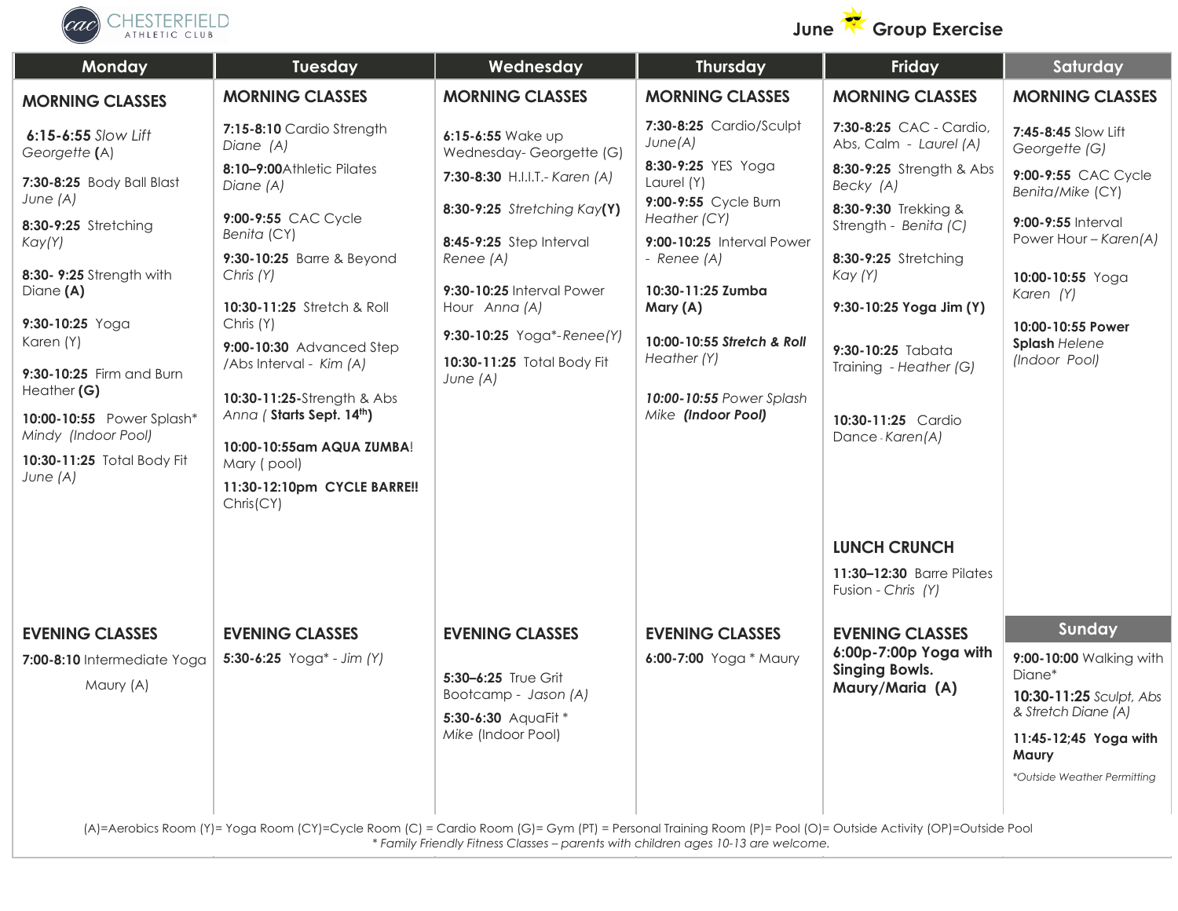# CHESTERFIELD ATHLETIC CLUB

## June Group Exercise

### Monday

**MORNING CLASSES**

**6:15-6:55** *Slow Lift Georgette* **(**A)

**7:30-8:25** Body Ball Blast *June (A)*

**8:30-9:25** Stretching *Kay(Y)*

**8:30- 9:25** Strength with Diane **(A)**

**9:30-10:25** Yoga Karen (Y)

**9:30-10:25** Firm and Burn Heather **(G)**

**10:00-10:55** Power Splash* *Mindy (Indoor Pool)*

**10:30-11:25** Total Body Fit *June (A)*

**EVENING CLASSES**

**7:00-8:10** Intermediate Yoga Maury (A)

### Tuesday

**MORNING CLASSES**

**7:15-8:10** Cardio Strength *Diane (A)*

**8:10–9:00**Athletic Pilates *Diane (A)*

**9:00-9:55** CAC Cycle *Benita* (CY)

**9:30-10:25** Barre & Beyond *Chris (Y)*

**10:30-11:25** Stretch & Roll Chris (Y)

**9:00-10:30** Advanced Step /Abs Interval - *Kim (A)*

**10:30-11:25**-Strength & Abs *Anna (* **Starts Sept. 14th)**

**10:00-10:55am AQUA ZUMBA**! Mary ( pool)

**11:30-12:10pm CYCLE BARRE!!** Chris(CY)

**EVENING CLASSES**

**5:30-6:25** Yoga* - *Jim (Y)*

### Wednesday

**MORNING CLASSES**

**6:15-6:55** Wake up Wednesday- Georgette (G)

**7:30-8:30** H.I.I.T.- *Karen (A)*

**8:30-9:25** *Stretching Kay***(Y)**

**8:45-9:25** Step Interval *Renee (A)*

**9:30-10:25** Interval Power Hour *Anna (A)*

**9:30-10:25** Yoga*-*Renee(Y)*

**10:30-11:25** Total Body Fit *June (A)*

**EVENING CLASSES**

**5:30–6:25** True Grit Bootcamp - *Jason (A)*

**5:30-6:30** AquaFit * *Mike* (Indoor Pool)

### Thursday

**MORNING CLASSES**

**7:30-8:25** Cardio/Sculpt *June(A)*

**8:30-9:25** YES Yoga Laurel (Y)

**9:00-9:55** Cycle Burn *Heather (CY)*

**9:00-10:25** Interval Power - *Renee (A)*

**10:30-11:25 Zumba Mary (A)**

**10:00-10:55** ***Stretch & Roll*** *Heather (Y)*

***10:00-10:55*** *Power Splash Mike* ***(Indoor Pool)***

**EVENING CLASSES**

**6:00-7:00** Yoga * Maury

### Friday

**MORNING CLASSES**

**7:30-8:25** CAC - Cardio, Abs, Calm - *Laurel (A)*

**8:30-9:25** Strength & Abs *Becky (A)*

**8:30-9:30** Trekking & Strength - *Benita (C)*

**8:30-9:25** Stretching *Kay (Y)*

**9:30-10:25 Yoga Jim (Y)**

**9:30-10:25** Tabata Training - *Heather (G)*

**10:30-11:25** Cardio Dance - *Karen(A)*

**LUNCH CRUNCH**

**11:30–12:30** Barre Pilates Fusion - *Chris (Y)*

**EVENING CLASSES**

**6:00p-7:00p Yoga with Singing Bowls. Maury/Maria (A)**

### Saturday

**MORNING CLASSES**

**7:45-8:45** Slow Lift *Georgette (G)*

**9:00-9:55** CAC Cycle *Benita/Mike* (CY)

**9:00-9:55** Interval Power Hour – *Karen(A)*

**10:00-10:55** Yoga *Karen (Y)*

**10:00-10:55 Power Splash** *Helene (Indoor Pool)*

### Sunday

**9:00-10:00** Walking with Diane*

**10:30-11:25** *Sculpt, Abs & Stretch Diane (A)*

**11:45-12;45 Yoga with Maury**

*\*Outside Weather Permitting*

---

(A)=Aerobics Room (Y)= Yoga Room (CY)=Cycle Room (C) = Cardio Room (G)= Gym (PT) = Personal Training Room (P)= Pool (O)= Outside Activity (OP)=Outside Pool

*\* Family Friendly Fitness Classes – parents with children ages 10-13 are welcome.*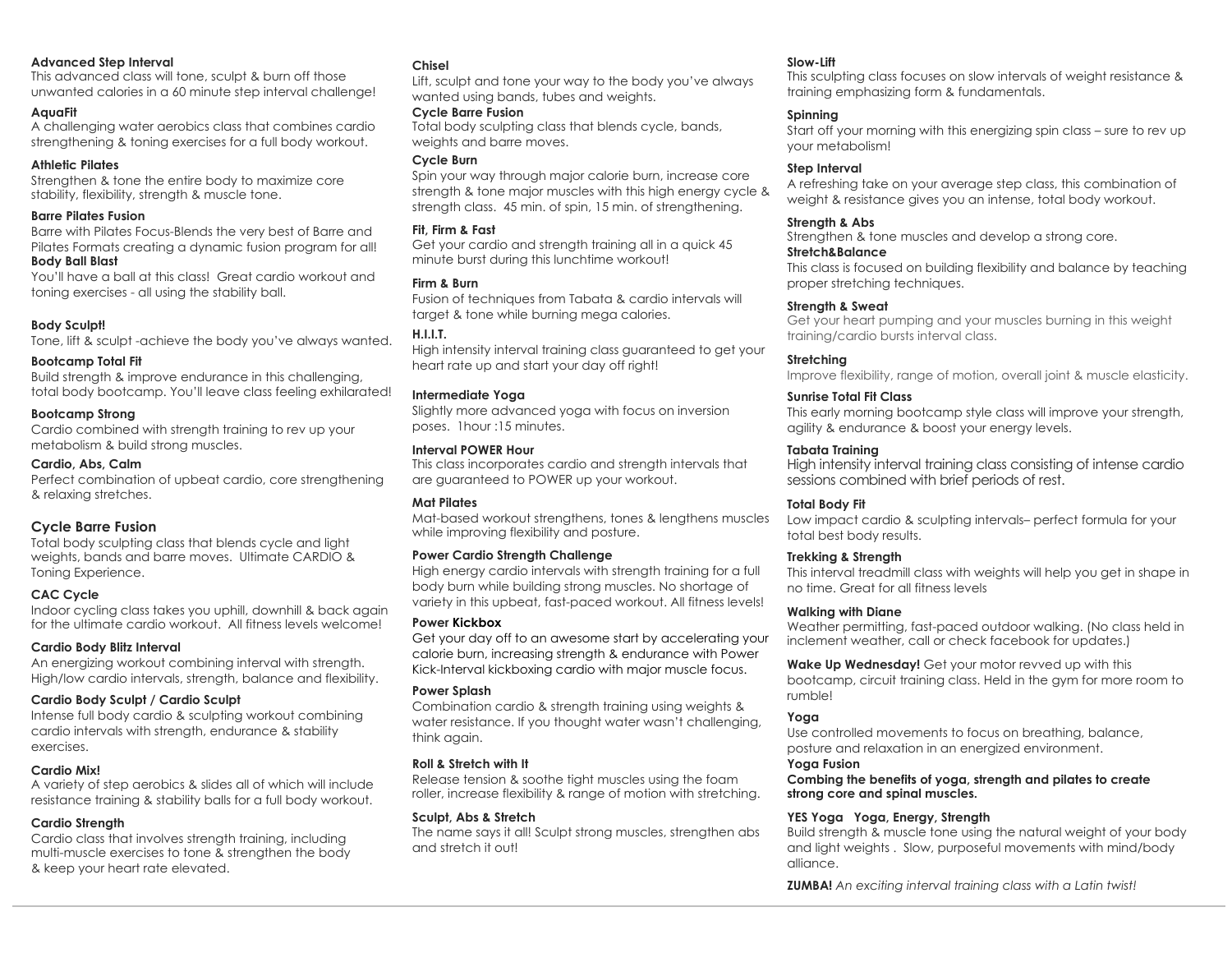**Advanced Step Interval**
This advanced class will tone, sculpt & burn off those unwanted calories in a 60 minute step interval challenge!

**AquaFit**
A challenging water aerobics class that combines cardio strengthening & toning exercises for a full body workout.

**Athletic Pilates**
Strengthen & tone the entire body to maximize core stability, flexibility, strength & muscle tone.

**Barre Pilates Fusion**
Barre with Pilates Focus-Blends the very best of Barre and Pilates Formats creating a dynamic fusion program for all!

**Body Ball Blast**
You'll have a ball at this class! Great cardio workout and toning exercises - all using the stability ball.

**Body Sculpt!**
Tone, lift & sculpt -achieve the body you've always wanted.

**Bootcamp Total Fit**
Build strength & improve endurance in this challenging, total body bootcamp. You'll leave class feeling exhilarated!

**Bootcamp Strong**
Cardio combined with strength training to rev up your metabolism & build strong muscles.

**Cardio, Abs, Calm**
Perfect combination of upbeat cardio, core strengthening & relaxing stretches.

**Cycle Barre Fusion**
Total body sculpting class that blends cycle and light weights, bands and barre moves. Ultimate CARDIO & Toning Experience.

**CAC Cycle**
Indoor cycling class takes you uphill, downhill & back again for the ultimate cardio workout. All fitness levels welcome!

**Cardio Body Blitz Interval**
An energizing workout combining interval with strength. High/low cardio intervals, strength, balance and flexibility.

**Cardio Body Sculpt / Cardio Sculpt**
Intense full body cardio & sculpting workout combining cardio intervals with strength, endurance & stability exercises.

**Cardio Mix!**
A variety of step aerobics & slides all of which will include resistance training & stability balls for a full body workout.

**Cardio Strength**
Cardio class that involves strength training, including multi-muscle exercises to tone & strengthen the body & keep your heart rate elevated.

**Chisel**
Lift, sculpt and tone your way to the body you've always wanted using bands, tubes and weights.

**Cycle Barre Fusion**
Total body sculpting class that blends cycle, bands, weights and barre moves.

**Cycle Burn**
Spin your way through major calorie burn, increase core strength & tone major muscles with this high energy cycle & strength class. 45 min. of spin, 15 min. of strengthening.

**Fit, Firm & Fast**
Get your cardio and strength training all in a quick 45 minute burst during this lunchtime workout!

**Firm & Burn**
Fusion of techniques from Tabata & cardio intervals will target & tone while burning mega calories.

**H.I.I.T.**
High intensity interval training class guaranteed to get your heart rate up and start your day off right!

**Intermediate Yoga**
Slightly more advanced yoga with focus on inversion poses. 1hour :15 minutes.

**Interval POWER Hour**
This class incorporates cardio and strength intervals that are guaranteed to POWER up your workout.

**Mat Pilates**
Mat-based workout strengthens, tones & lengthens muscles while improving flexibility and posture.

**Power Cardio Strength Challenge**
High energy cardio intervals with strength training for a full body burn while building strong muscles. No shortage of variety in this upbeat, fast-paced workout. All fitness levels!

**Power Kickbox**
Get your day off to an awesome start by accelerating your calorie burn, increasing strength & endurance with Power Kick-Interval kickboxing cardio with major muscle focus.

**Power Splash**
Combination cardio & strength training using weights & water resistance. If you thought water wasn't challenging, think again.

**Roll & Stretch with It**
Release tension & soothe tight muscles using the foam roller, increase flexibility & range of motion with stretching.

**Sculpt, Abs & Stretch**
The name says it all! Sculpt strong muscles, strengthen abs and stretch it out!

**Slow-Lift**
This sculpting class focuses on slow intervals of weight resistance & training emphasizing form & fundamentals.

**Spinning**
Start off your morning with this energizing spin class – sure to rev up your metabolism!

**Step Interval**
A refreshing take on your average step class, this combination of weight & resistance gives you an intense, total body workout.

**Strength & Abs**
Strengthen & tone muscles and develop a strong core.

**Stretch&Balance**
This class is focused on building flexibility and balance by teaching proper stretching techniques.

**Strength & Sweat**
Get your heart pumping and your muscles burning in this weight training/cardio bursts interval class.

**Stretching**
Improve flexibility, range of motion, overall joint & muscle elasticity.

**Sunrise Total Fit Class**
This early morning bootcamp style class will improve your strength, agility & endurance & boost your energy levels.

**Tabata Training**
High intensity interval training class consisting of intense cardio sessions combined with brief periods of rest.

**Total Body Fit**
Low impact cardio & sculpting intervals– perfect formula for your total best body results.

**Trekking & Strength**
This interval treadmill class with weights will help you get in shape in no time. Great for all fitness levels

**Walking with Diane**
Weather permitting, fast-paced outdoor walking. (No class held in inclement weather, call or check facebook for updates.)

**Wake Up Wednesday!** Get your motor revved up with this bootcamp, circuit training class. Held in the gym for more room to rumble!

**Yoga**
Use controlled movements to focus on breathing, balance, posture and relaxation in an energized environment.

**Yoga Fusion**
**Combing the benefits of yoga, strength and pilates to create strong core and spinal muscles.**

**YES Yoga Yoga, Energy, Strength**
Build strength & muscle tone using the natural weight of your body and light weights . Slow, purposeful movements with mind/body alliance.

**ZUMBA!** *An exciting interval training class with a Latin twist!*